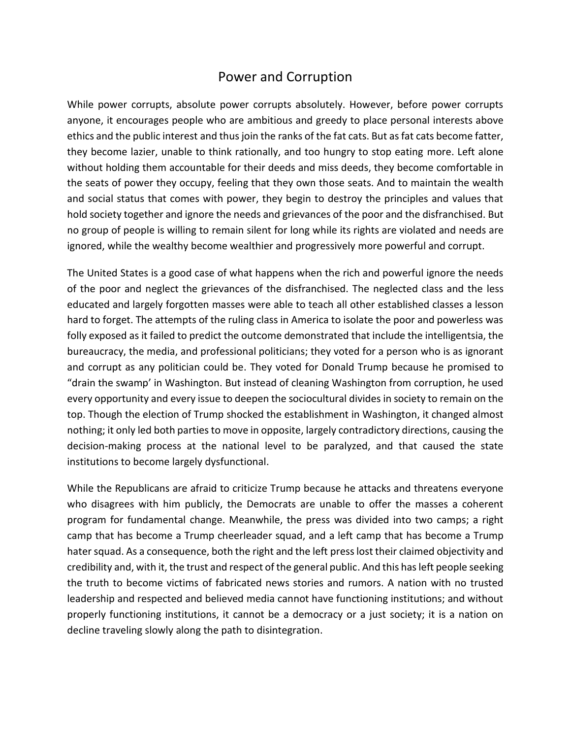# Power and Corruption

While power corrupts, absolute power corrupts absolutely. However, before power corrupts anyone, it encourages people who are ambitious and greedy to place personal interests above ethics and the public interest and thus join the ranks of the fat cats. But as fat cats become fatter, they become lazier, unable to think rationally, and too hungry to stop eating more. Left alone without holding them accountable for their deeds and miss deeds, they become comfortable in the seats of power they occupy, feeling that they own those seats. And to maintain the wealth and social status that comes with power, they begin to destroy the principles and values that hold society together and ignore the needs and grievances of the poor and the disfranchised. But no group of people is willing to remain silent for long while its rights are violated and needs are ignored, while the wealthy become wealthier and progressively more powerful and corrupt.

The United States is a good case of what happens when the rich and powerful ignore the needs of the poor and neglect the grievances of the disfranchised. The neglected class and the less educated and largely forgotten masses were able to teach all other established classes a lesson hard to forget. The attempts of the ruling class in America to isolate the poor and powerless was folly exposed as it failed to predict the outcome demonstrated that include the intelligentsia, the bureaucracy, the media, and professional politicians; they voted for a person who is as ignorant and corrupt as any politician could be. They voted for Donald Trump because he promised to "drain the swamp' in Washington. But instead of cleaning Washington from corruption, he used every opportunity and every issue to deepen the sociocultural divides in society to remain on the top. Though the election of Trump shocked the establishment in Washington, it changed almost nothing; it only led both parties to move in opposite, largely contradictory directions, causing the decision-making process at the national level to be paralyzed, and that caused the state institutions to become largely dysfunctional.

While the Republicans are afraid to criticize Trump because he attacks and threatens everyone who disagrees with him publicly, the Democrats are unable to offer the masses a coherent program for fundamental change. Meanwhile, the press was divided into two camps; a right camp that has become a Trump cheerleader squad, and a left camp that has become a Trump hater squad. As a consequence, both the right and the left press lost their claimed objectivity and credibility and, with it, the trust and respect of the general public. And this has left people seeking the truth to become victims of fabricated news stories and rumors. A nation with no trusted leadership and respected and believed media cannot have functioning institutions; and without properly functioning institutions, it cannot be a democracy or a just society; it is a nation on decline traveling slowly along the path to disintegration.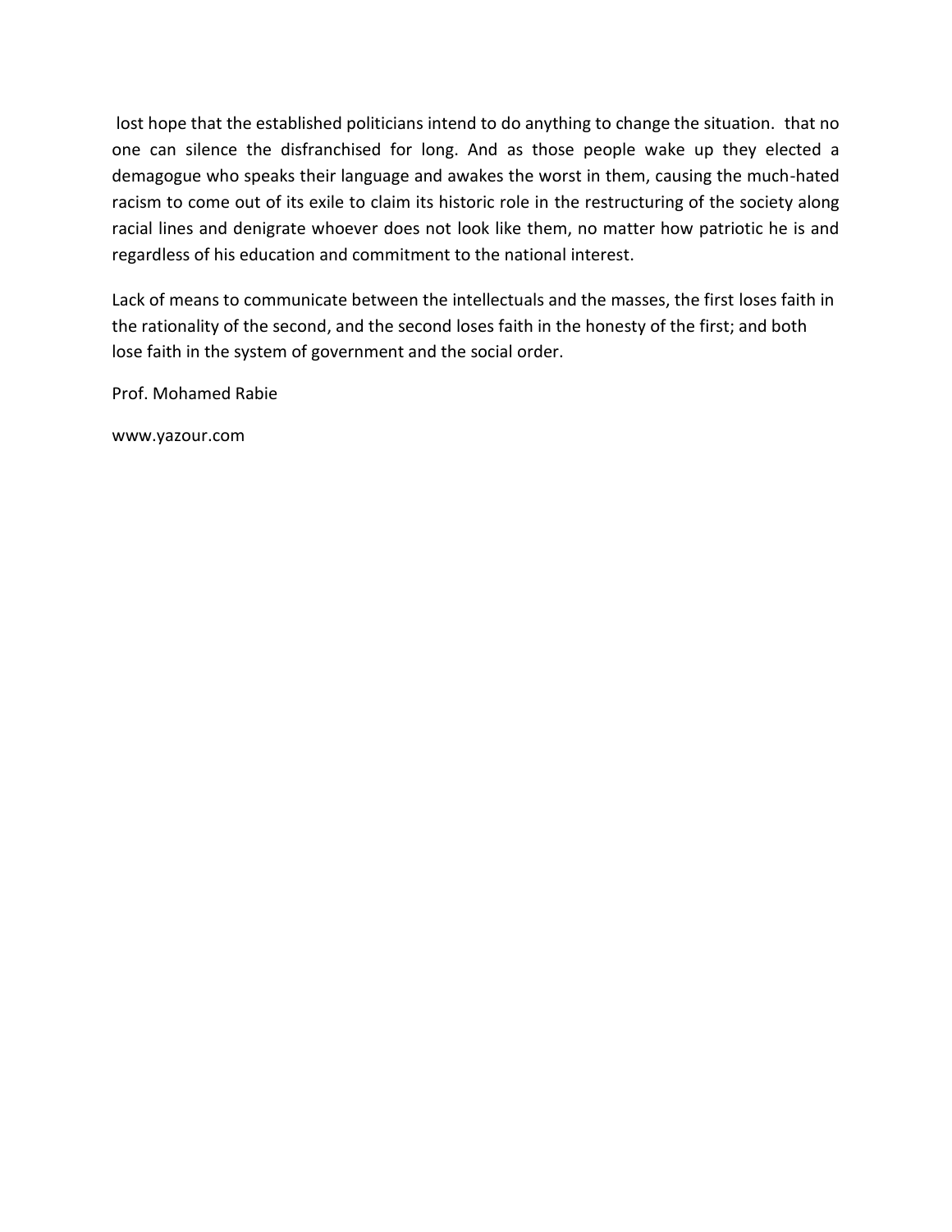lost hope that the established politicians intend to do anything to change the situation. that no one can silence the disfranchised for long. And as those people wake up they elected a demagogue who speaks their language and awakes the worst in them, causing the much-hated racism to come out of its exile to claim its historic role in the restructuring of the society along racial lines and denigrate whoever does not look like them, no matter how patriotic he is and regardless of his education and commitment to the national interest.

Lack of means to communicate between the intellectuals and the masses, the first loses faith in the rationality of the second, and the second loses faith in the honesty of the first; and both lose faith in the system of government and the social order.

Prof. Mohamed Rabie

www.yazour.com